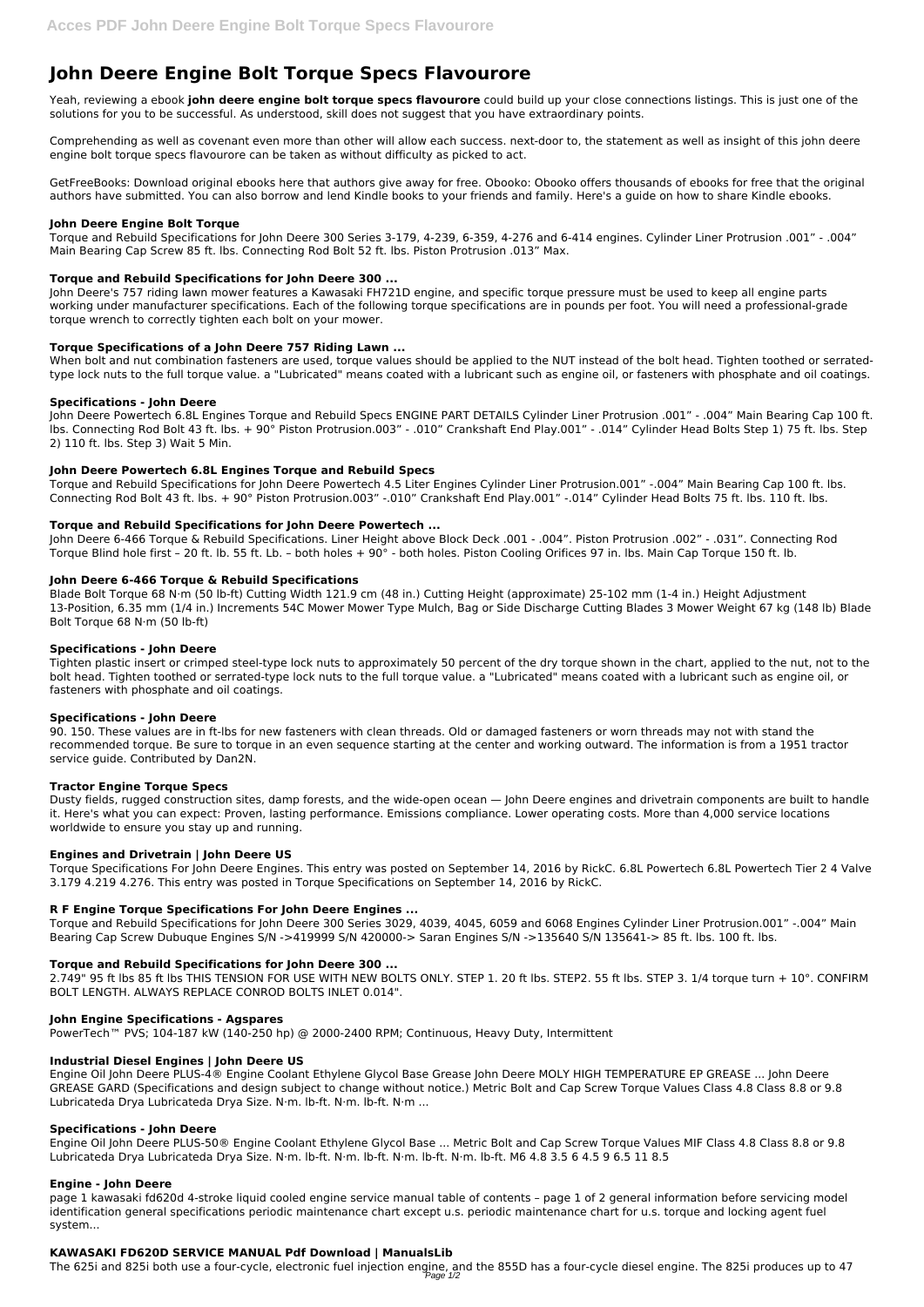# John Deere Engine Bolt Torque Specs Flavourore

Yeah, reviewing a ebook **john deere engine bolt torque specs flavourore** could build up your close connections listings. This is just one of the solutions for you to be successful. As understood, skill does not suggest that you have extraordinary points.

Comprehending as well as covenant even more than other will allow each success. next-door to, the statement as well as insight of this john deere engine bolt torque specs flavourore can be taken as without difficulty as picked to act.

GetFreeBooks: Download original ebooks here that authors give away for free. Obooko: Obooko offers thousands of ebooks for free that the original authors have submitted. You can also borrow and lend Kindle books to your friends and family. Here's a guide on how to share Kindle ebooks.

### John Deere Engine Bolt Torque

Torque and Rebuild Specifications for John Deere 300 Series 3-179, 4-239, 6-359, 4-276 and 6-414 engines. Cylinder Liner Protrusion .001" - .004" Main Bearing Cap Screw 85 ft. lbs. Connecting Rod Bolt 52 ft. lbs. Piston Protrusion .013" Max.

### Torque and Rebuild Specifications for John Deere 300 ...

John Deere's 757 riding lawn mower features a Kawasaki FH721D engine, and specific torque pressure must be used to keep all engine parts working under manufacturer specifications. Each of the following torque specifications are in pounds per foot. You will need a professional-grade torque wrench to correctly tighten each bolt on your mower.

### Torque Specifications of a John Deere 757 Riding Lawn ...

When bolt and nut combination fasteners are used, torque values should be applied to the NUT instead of the bolt head. Tighten toothed or serrated-type lock nuts to the full torque value. a "Lubricated" means coated with a lubricant such as engine oil, or fasteners with phosphate and oil coatings.

### Specifications - John Deere

John Deere Powertech 6.8L Engines Torque and Rebuild Specs ENGINE PART DETAILS Cylinder Liner Protrusion .001" - .004" Main Bearing Cap 100 ft. lbs. Connecting Rod Bolt 43 ft. lbs. + 90° Piston Protrusion.003" - .010" Crankshaft End Play.001" - .014" Cylinder Head Bolts Step 1) 75 ft. lbs. Step 2) 110 ft. lbs. Step 3) Wait 5 Min.

### John Deere Powertech 6.8L Engines Torque and Rebuild Specs

Torque and Rebuild Specifications for John Deere Powertech 4.5 Liter Engines Cylinder Liner Protrusion.001" -.004" Main Bearing Cap 100 ft. lbs. Connecting Rod Bolt 43 ft. lbs. + 90° Piston Protrusion.003" -.010" Crankshaft End Play.001" -.014" Cylinder Head Bolts 75 ft. lbs. 110 ft. lbs.

### Torque and Rebuild Specifications for John Deere Powertech ...

John Deere 6-466 Torque & Rebuild Specifications. Liner Height above Block Deck .001 - .004". Piston Protrusion .002" - .031". Connecting Rod Torque Blind hole first – 20 ft. lb. 55 ft. Lb. – both holes + 90° - both holes. Piston Cooling Orifices 97 in. lbs. Main Cap Torque 150 ft. lb.

### John Deere 6-466 Torque & Rebuild Specifications

Blade Bolt Torque 68 N·m (50 lb-ft) Cutting Width 121.9 cm (48 in.) Cutting Height (approximate) 25-102 mm (1-4 in.) Height Adjustment 13-Position, 6.35 mm (1/4 in.) Increments 54C Mower Mower Type Mulch, Bag or Side Discharge Cutting Blades 3 Mower Weight 67 kg (148 lb) Blade Bolt Torque 68 N·m (50 lb-ft)

### Specifications - John Deere

Tighten plastic insert or crimped steel-type lock nuts to approximately 50 percent of the dry torque shown in the chart, applied to the nut, not to the bolt head. Tighten toothed or serrated-type lock nuts to the full torque value. a "Lubricated" means coated with a lubricant such as engine oil, or fasteners with phosphate and oil coatings.

### Specifications - John Deere

90. 150. These values are in ft-lbs for new fasteners with clean threads. Old or damaged fasteners or worn threads may not with stand the recommended torque. Be sure to torque in an even sequence starting at the center and working outward. The information is from a 1951 tractor service guide. Contributed by Dan2N.

### Tractor Engine Torque Specs

Dusty fields, rugged construction sites, damp forests, and the wide-open ocean — John Deere engines and drivetrain components are built to handle it. Here's what you can expect: Proven, lasting performance. Emissions compliance. Lower operating costs. More than 4,000 service locations worldwide to ensure you stay up and running.

### Engines and Drivetrain | John Deere US

Torque Specifications For John Deere Engines. This entry was posted on September 14, 2016 by RickC. 6.8L Powertech 6.8L Powertech Tier 2 4 Valve 3.179 4.219 4.276. This entry was posted in Torque Specifications on September 14, 2016 by RickC.

### R F Engine Torque Specifications For John Deere Engines ...

Torque and Rebuild Specifications for John Deere 300 Series 3029, 4039, 4045, 6059 and 6068 Engines Cylinder Liner Protrusion.001" -.004" Main Bearing Cap Screw Dubuque Engines S/N ->419999 S/N 420000-> Saran Engines S/N ->135640 S/N 135641-> 85 ft. lbs. 100 ft. lbs.

### Torque and Rebuild Specifications for John Deere 300 ...

2.749" 95 ft lbs 85 ft lbs THIS TENSION FOR USE WITH NEW BOLTS ONLY. STEP 1. 20 ft lbs. STEP2. 55 ft lbs. STEP 3. 1/4 torque turn + 10°. CONFIRM BOLT LENGTH. ALWAYS REPLACE CONROD BOLTS INLET 0.014".

### John Engine Specifications - Agspares

PowerTech™ PVS; 104-187 kW (140-250 hp) @ 2000-2400 RPM; Continuous, Heavy Duty, Intermittent

### Industrial Diesel Engines | John Deere US

Engine Oil John Deere PLUS-4® Engine Coolant Ethylene Glycol Base Grease John Deere MOLY HIGH TEMPERATURE EP GREASE ... John Deere GREASE GARD (Specifications and design subject to change without notice.) Metric Bolt and Cap Screw Torque Values Class 4.8 Class 8.8 or 9.8 Lubricateda Drya Lubricateda Drya Size. N·m. lb-ft. N·m. lb-ft. N·m ...

### Specifications - John Deere

Engine Oil John Deere PLUS-50® Engine Coolant Ethylene Glycol Base ... Metric Bolt and Cap Screw Torque Values MIF Class 4.8 Class 8.8 or 9.8 Lubricateda Drya Lubricateda Drya Size. N·m. lb-ft. N·m. lb-ft. N·m. lb-ft. N·m. lb-ft. M6 4.8 3.5 6 4.5 9 6.5 11 8.5

### Engine - John Deere

page 1 kawasaki fd620d 4-stroke liquid cooled engine service manual table of contents – page 1 of 2 general information before servicing model identification general specifications periodic maintenance chart except u.s. periodic maintenance chart for u.s. torque and locking agent fuel system...

### KAWASAKI FD620D SERVICE MANUAL Pdf Download | ManualsLib

The 625i and 825i both use a four-cycle, electronic fuel injection engine, and the 855D has a four-cycle diesel engine. The 825i produces up to 47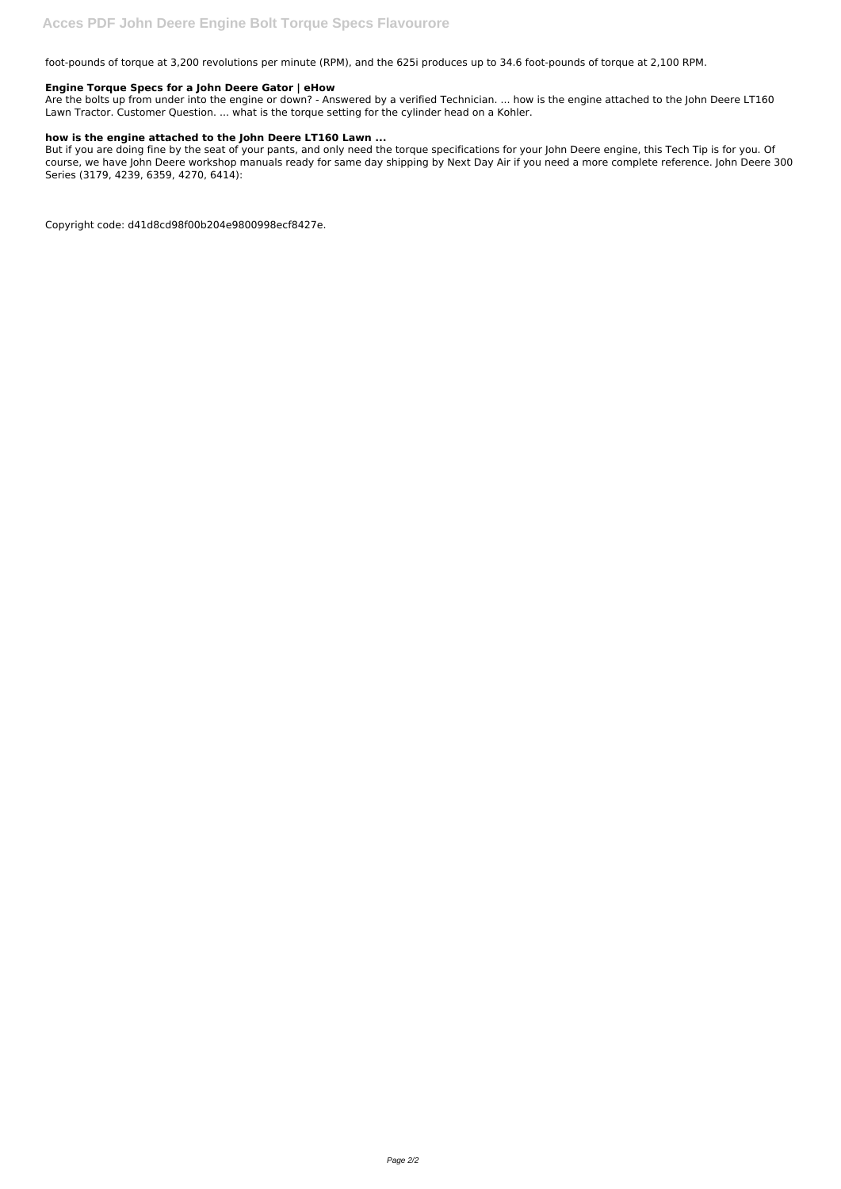foot-pounds of torque at 3,200 revolutions per minute (RPM), and the 625i produces up to 34.6 foot-pounds of torque at 2,100 RPM.

### Engine Torque Specs for a John Deere Gator | eHow

Are the bolts up from under into the engine or down? - Answered by a verified Technician. ... how is the engine attached to the John Deere LT160 Lawn Tractor. Customer Question. ... what is the torque setting for the cylinder head on a Kohler.

### how is the engine attached to the John Deere LT160 Lawn ...

But if you are doing fine by the seat of your pants, and only need the torque specifications for your John Deere engine, this Tech Tip is for you. Of course, we have John Deere workshop manuals ready for same day shipping by Next Day Air if you need a more complete reference. John Deere 300 Series (3179, 4239, 6359, 4270, 6414):

Copyright code: d41d8cd98f00b204e9800998ecf8427e.